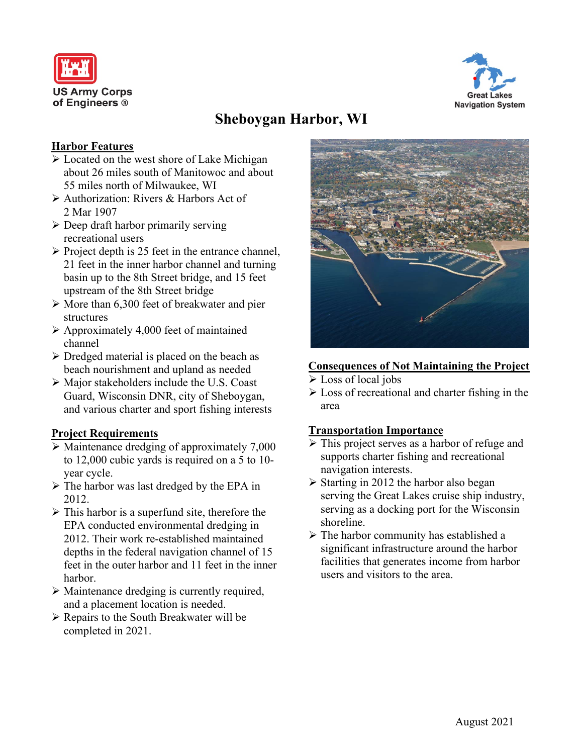US Army Corps of Engineers ®

Great Lakes Navigation System

# Sheboygan Harbor, WI

## Harbor Features

- Located on the west shore of Lake Michigan about 26 miles south of Manitowoc and about 55 miles north of Milwaukee, WI
- Authorization: Rivers & Harbors Act of 2 Mar 1907
- Deep draft harbor primarily serving recreational users
- Project depth is 25 feet in the entrance channel, 21 feet in the inner harbor channel and turning basin up to the 8th Street bridge, and 15 feet upstream of the 8th Street bridge
- More than 6,300 feet of breakwater and pier structures
- Approximately 4,000 feet of maintained channel
- Dredged material is placed on the beach as beach nourishment and upland as needed
- Major stakeholders include the U.S. Coast Guard, Wisconsin DNR, city of Sheboygan, and various charter and sport fishing interests

## Project Requirements

- Maintenance dredging of approximately 7,000 to 12,000 cubic yards is required on a 5 to 10-year cycle.
- The harbor was last dredged by the EPA in 2012.
- This harbor is a superfund site, therefore the EPA conducted environmental dredging in 2012. Their work re-established maintained depths in the federal navigation channel of 15 feet in the outer harbor and 11 feet in the inner harbor.
- Maintenance dredging is currently required, and a placement location is needed.
- Repairs to the South Breakwater will be completed in 2021.

## Consequences of Not Maintaining the Project

- Loss of local jobs
- Loss of recreational and charter fishing in the area

## Transportation Importance

- This project serves as a harbor of refuge and supports charter fishing and recreational navigation interests.
- Starting in 2012 the harbor also began serving the Great Lakes cruise ship industry, serving as a docking port for the Wisconsin shoreline.
- The harbor community has established a significant infrastructure around the harbor facilities that generates income from harbor users and visitors to the area.

August 2021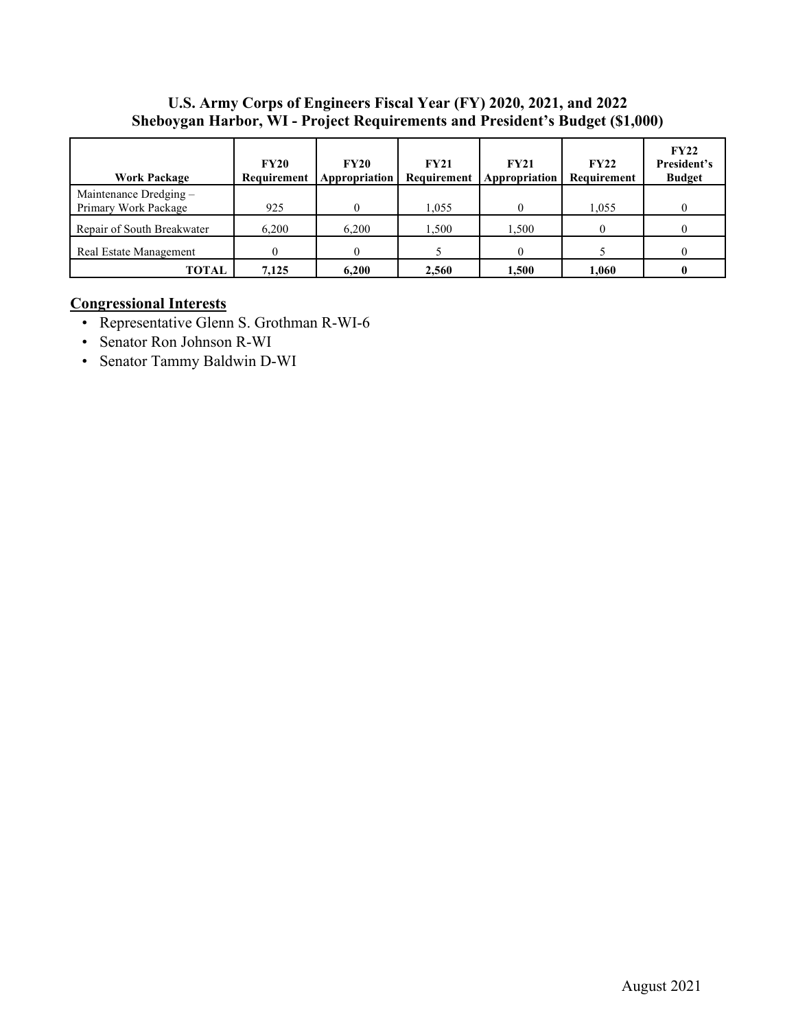**U.S. Army Corps of Engineers Fiscal Year (FY) 2020, 2021, and 2022**
**Sheboygan Harbor, WI - Project Requirements and President's Budget ($1,000)**

| Work Package | FY20 Requirement | FY20 Appropriation | FY21 Requirement | FY21 Appropriation | FY22 Requirement | FY22 President's Budget |
|---|---|---|---|---|---|---|
| Maintenance Dredging – Primary Work Package | 925 | 0 | 1,055 | 0 | 1,055 | 0 |
| Repair of South Breakwater | 6,200 | 6,200 | 1,500 | 1,500 | 0 | 0 |
| Real Estate Management | 0 | 0 | 5 | 0 | 5 | 0 |
| **TOTAL** | **7,125** | **6,200** | **2,560** | **1,500** | **1,060** | **0** |

## Congressional Interests

- Representative Glenn S. Grothman R-WI-6
- Senator Ron Johnson R-WI
- Senator Tammy Baldwin D-WI

August 2021